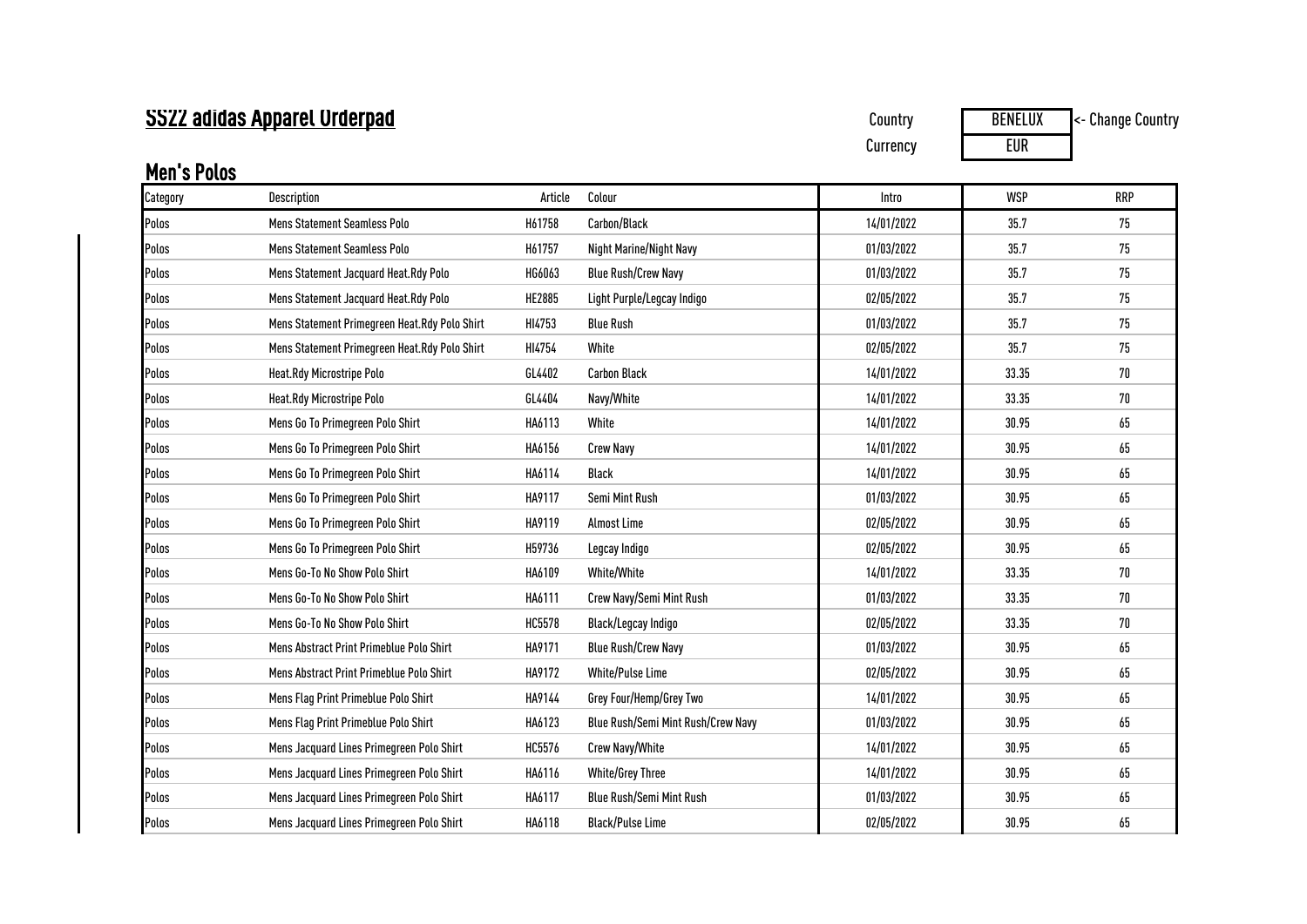# SS22 adidas Apparel Orderpad

| | | |
|---|---|---|
| Country | BENELUX | <- Change Country |
| Currency | EUR | |

## Men's Polos

| Category | Description | Article | Colour | Intro | WSP | RRP |
|---|---|---|---|---|---|---|
| Polos | Mens Statement Seamless Polo | H61758 | Carbon/Black | 14/01/2022 | 35.7 | 75 |
| Polos | Mens Statement Seamless Polo | H61757 | Night Marine/Night Navy | 01/03/2022 | 35.7 | 75 |
| Polos | Mens Statement Jacquard Heat.Rdy Polo | HG6063 | Blue Rush/Crew Navy | 01/03/2022 | 35.7 | 75 |
| Polos | Mens Statement Jacquard Heat.Rdy Polo | HE2885 | Light Purple/Legcay Indigo | 02/05/2022 | 35.7 | 75 |
| Polos | Mens Statement Primegreen Heat.Rdy Polo Shirt | HI4753 | Blue Rush | 01/03/2022 | 35.7 | 75 |
| Polos | Mens Statement Primegreen Heat.Rdy Polo Shirt | HI4754 | White | 02/05/2022 | 35.7 | 75 |
| Polos | Heat.Rdy Microstripe Polo | GL4402 | Carbon Black | 14/01/2022 | 33.35 | 70 |
| Polos | Heat.Rdy Microstripe Polo | GL4404 | Navy/White | 14/01/2022 | 33.35 | 70 |
| Polos | Mens Go To Primegreen Polo Shirt | HA6113 | White | 14/01/2022 | 30.95 | 65 |
| Polos | Mens Go To Primegreen Polo Shirt | HA6156 | Crew Navy | 14/01/2022 | 30.95 | 65 |
| Polos | Mens Go To Primegreen Polo Shirt | HA6114 | Black | 14/01/2022 | 30.95 | 65 |
| Polos | Mens Go To Primegreen Polo Shirt | HA9117 | Semi Mint Rush | 01/03/2022 | 30.95 | 65 |
| Polos | Mens Go To Primegreen Polo Shirt | HA9119 | Almost Lime | 02/05/2022 | 30.95 | 65 |
| Polos | Mens Go To Primegreen Polo Shirt | H59736 | Legcay Indigo | 02/05/2022 | 30.95 | 65 |
| Polos | Mens Go-To No Show Polo Shirt | HA6109 | White/White | 14/01/2022 | 33.35 | 70 |
| Polos | Mens Go-To No Show Polo Shirt | HA6111 | Crew Navy/Semi Mint Rush | 01/03/2022 | 33.35 | 70 |
| Polos | Mens Go-To No Show Polo Shirt | HC5578 | Black/Legcay Indigo | 02/05/2022 | 33.35 | 70 |
| Polos | Mens Abstract Print Primeblue Polo Shirt | HA9171 | Blue Rush/Crew Navy | 01/03/2022 | 30.95 | 65 |
| Polos | Mens Abstract Print Primeblue Polo Shirt | HA9172 | White/Pulse Lime | 02/05/2022 | 30.95 | 65 |
| Polos | Mens Flag Print Primeblue Polo Shirt | HA9144 | Grey Four/Hemp/Grey Two | 14/01/2022 | 30.95 | 65 |
| Polos | Mens Flag Print Primeblue Polo Shirt | HA6123 | Blue Rush/Semi Mint Rush/Crew Navy | 01/03/2022 | 30.95 | 65 |
| Polos | Mens Jacquard Lines Primegreen Polo Shirt | HC5576 | Crew Navy/White | 14/01/2022 | 30.95 | 65 |
| Polos | Mens Jacquard Lines Primegreen Polo Shirt | HA6116 | White/Grey Three | 14/01/2022 | 30.95 | 65 |
| Polos | Mens Jacquard Lines Primegreen Polo Shirt | HA6117 | Blue Rush/Semi Mint Rush | 01/03/2022 | 30.95 | 65 |
| Polos | Mens Jacquard Lines Primegreen Polo Shirt | HA6118 | Black/Pulse Lime | 02/05/2022 | 30.95 | 65 |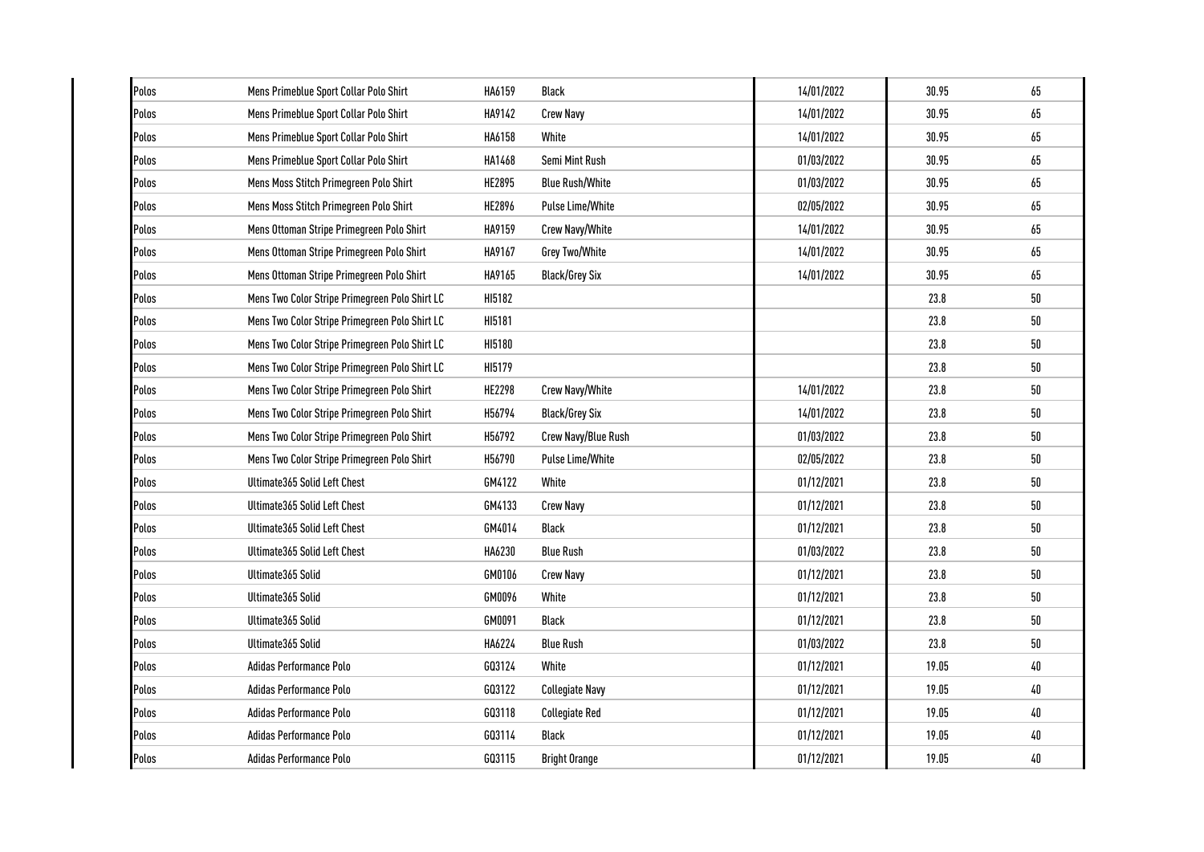| | | | | | | |
|---|---|---|---|---|---|---|
| Polos | Mens Primeblue Sport Collar Polo Shirt | HA6159 | Black | 14/01/2022 | 30.95 | 65 |
| Polos | Mens Primeblue Sport Collar Polo Shirt | HA9142 | Crew Navy | 14/01/2022 | 30.95 | 65 |
| Polos | Mens Primeblue Sport Collar Polo Shirt | HA6158 | White | 14/01/2022 | 30.95 | 65 |
| Polos | Mens Primeblue Sport Collar Polo Shirt | HA1468 | Semi Mint Rush | 01/03/2022 | 30.95 | 65 |
| Polos | Mens Moss Stitch Primegreen Polo Shirt | HE2895 | Blue Rush/White | 01/03/2022 | 30.95 | 65 |
| Polos | Mens Moss Stitch Primegreen Polo Shirt | HE2896 | Pulse Lime/White | 02/05/2022 | 30.95 | 65 |
| Polos | Mens Ottoman Stripe Primegreen Polo Shirt | HA9159 | Crew Navy/White | 14/01/2022 | 30.95 | 65 |
| Polos | Mens Ottoman Stripe Primegreen Polo Shirt | HA9167 | Grey Two/White | 14/01/2022 | 30.95 | 65 |
| Polos | Mens Ottoman Stripe Primegreen Polo Shirt | HA9165 | Black/Grey Six | 14/01/2022 | 30.95 | 65 |
| Polos | Mens Two Color Stripe Primegreen Polo Shirt LC | HI5182 | | | 23.8 | 50 |
| Polos | Mens Two Color Stripe Primegreen Polo Shirt LC | HI5181 | | | 23.8 | 50 |
| Polos | Mens Two Color Stripe Primegreen Polo Shirt LC | HI5180 | | | 23.8 | 50 |
| Polos | Mens Two Color Stripe Primegreen Polo Shirt LC | HI5179 | | | 23.8 | 50 |
| Polos | Mens Two Color Stripe Primegreen Polo Shirt | HE2298 | Crew Navy/White | 14/01/2022 | 23.8 | 50 |
| Polos | Mens Two Color Stripe Primegreen Polo Shirt | H56794 | Black/Grey Six | 14/01/2022 | 23.8 | 50 |
| Polos | Mens Two Color Stripe Primegreen Polo Shirt | H56792 | Crew Navy/Blue Rush | 01/03/2022 | 23.8 | 50 |
| Polos | Mens Two Color Stripe Primegreen Polo Shirt | H56790 | Pulse Lime/White | 02/05/2022 | 23.8 | 50 |
| Polos | Ultimate365 Solid Left Chest | GM4122 | White | 01/12/2021 | 23.8 | 50 |
| Polos | Ultimate365 Solid Left Chest | GM4133 | Crew Navy | 01/12/2021 | 23.8 | 50 |
| Polos | Ultimate365 Solid Left Chest | GM4014 | Black | 01/12/2021 | 23.8 | 50 |
| Polos | Ultimate365 Solid Left Chest | HA6230 | Blue Rush | 01/03/2022 | 23.8 | 50 |
| Polos | Ultimate365 Solid | GM0106 | Crew Navy | 01/12/2021 | 23.8 | 50 |
| Polos | Ultimate365 Solid | GM0096 | White | 01/12/2021 | 23.8 | 50 |
| Polos | Ultimate365 Solid | GM0091 | Black | 01/12/2021 | 23.8 | 50 |
| Polos | Ultimate365 Solid | HA6224 | Blue Rush | 01/03/2022 | 23.8 | 50 |
| Polos | Adidas Performance Polo | GQ3124 | White | 01/12/2021 | 19.05 | 40 |
| Polos | Adidas Performance Polo | GQ3122 | Collegiate Navy | 01/12/2021 | 19.05 | 40 |
| Polos | Adidas Performance Polo | GQ3118 | Collegiate Red | 01/12/2021 | 19.05 | 40 |
| Polos | Adidas Performance Polo | GQ3114 | Black | 01/12/2021 | 19.05 | 40 |
| Polos | Adidas Performance Polo | GQ3115 | Bright Orange | 01/12/2021 | 19.05 | 40 |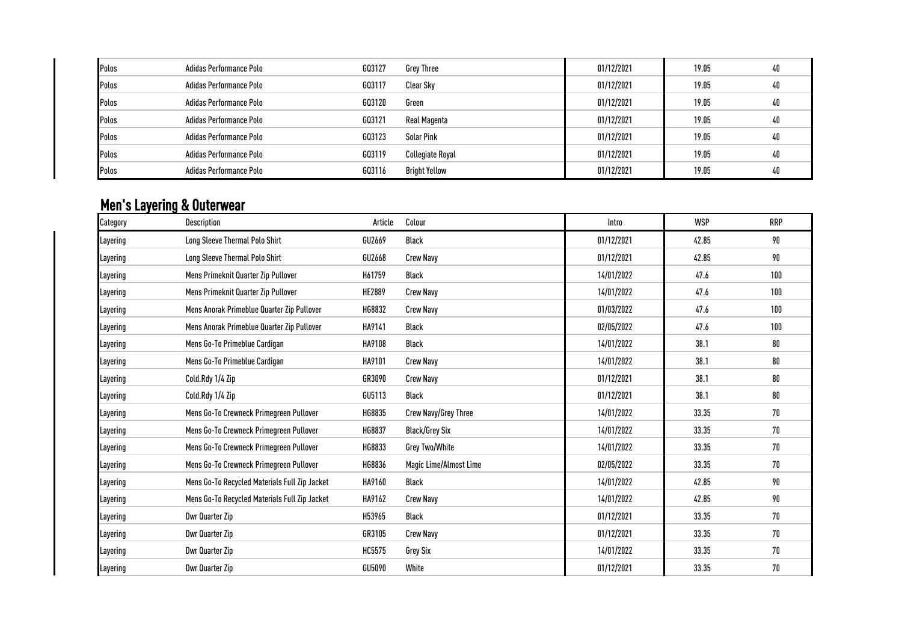| | | | | | | |
|---|---|---|---|---|---|---|
| Polos | Adidas Performance Polo | GQ3127 | Grey Three | 01/12/2021 | 19.05 | 40 |
| Polos | Adidas Performance Polo | GQ3117 | Clear Sky | 01/12/2021 | 19.05 | 40 |
| Polos | Adidas Performance Polo | GQ3120 | Green | 01/12/2021 | 19.05 | 40 |
| Polos | Adidas Performance Polo | GQ3121 | Real Magenta | 01/12/2021 | 19.05 | 40 |
| Polos | Adidas Performance Polo | GQ3123 | Solar Pink | 01/12/2021 | 19.05 | 40 |
| Polos | Adidas Performance Polo | GQ3119 | Collegiate Royal | 01/12/2021 | 19.05 | 40 |
| Polos | Adidas Performance Polo | GQ3116 | Bright Yellow | 01/12/2021 | 19.05 | 40 |

## Men's Layering & Outerwear

| Category | Description | Article | Colour | Intro | WSP | RRP |
|---|---|---|---|---|---|---|
| Layering | Long Sleeve Thermal Polo Shirt | GU2669 | Black | 01/12/2021 | 42.85 | 90 |
| Layering | Long Sleeve Thermal Polo Shirt | GU2668 | Crew Navy | 01/12/2021 | 42.85 | 90 |
| Layering | Mens Primeknit Quarter Zip Pullover | H61759 | Black | 14/01/2022 | 47.6 | 100 |
| Layering | Mens Primeknit Quarter Zip Pullover | HE2889 | Crew Navy | 14/01/2022 | 47.6 | 100 |
| Layering | Mens Anorak Primeblue Quarter Zip Pullover | HG8832 | Crew Navy | 01/03/2022 | 47.6 | 100 |
| Layering | Mens Anorak Primeblue Quarter Zip Pullover | HA9141 | Black | 02/05/2022 | 47.6 | 100 |
| Layering | Mens Go-To Primeblue Cardigan | HA9108 | Black | 14/01/2022 | 38.1 | 80 |
| Layering | Mens Go-To Primeblue Cardigan | HA9101 | Crew Navy | 14/01/2022 | 38.1 | 80 |
| Layering | Cold.Rdy 1/4 Zip | GR3090 | Crew Navy | 01/12/2021 | 38.1 | 80 |
| Layering | Cold.Rdy 1/4 Zip | GU5113 | Black | 01/12/2021 | 38.1 | 80 |
| Layering | Mens Go-To Crewneck Primegreen Pullover | HG8835 | Crew Navy/Grey Three | 14/01/2022 | 33.35 | 70 |
| Layering | Mens Go-To Crewneck Primegreen Pullover | HG8837 | Black/Grey Six | 14/01/2022 | 33.35 | 70 |
| Layering | Mens Go-To Crewneck Primegreen Pullover | HG8833 | Grey Two/White | 14/01/2022 | 33.35 | 70 |
| Layering | Mens Go-To Crewneck Primegreen Pullover | HG8836 | Magic Lime/Almost Lime | 02/05/2022 | 33.35 | 70 |
| Layering | Mens Go-To Recycled Materials Full Zip Jacket | HA9160 | Black | 14/01/2022 | 42.85 | 90 |
| Layering | Mens Go-To Recycled Materials Full Zip Jacket | HA9162 | Crew Navy | 14/01/2022 | 42.85 | 90 |
| Layering | Dwr Quarter Zip | H53965 | Black | 01/12/2021 | 33.35 | 70 |
| Layering | Dwr Quarter Zip | GR3105 | Crew Navy | 01/12/2021 | 33.35 | 70 |
| Layering | Dwr Quarter Zip | HC5575 | Grey Six | 14/01/2022 | 33.35 | 70 |
| Layering | Dwr Quarter Zip | GU5090 | White | 01/12/2021 | 33.35 | 70 |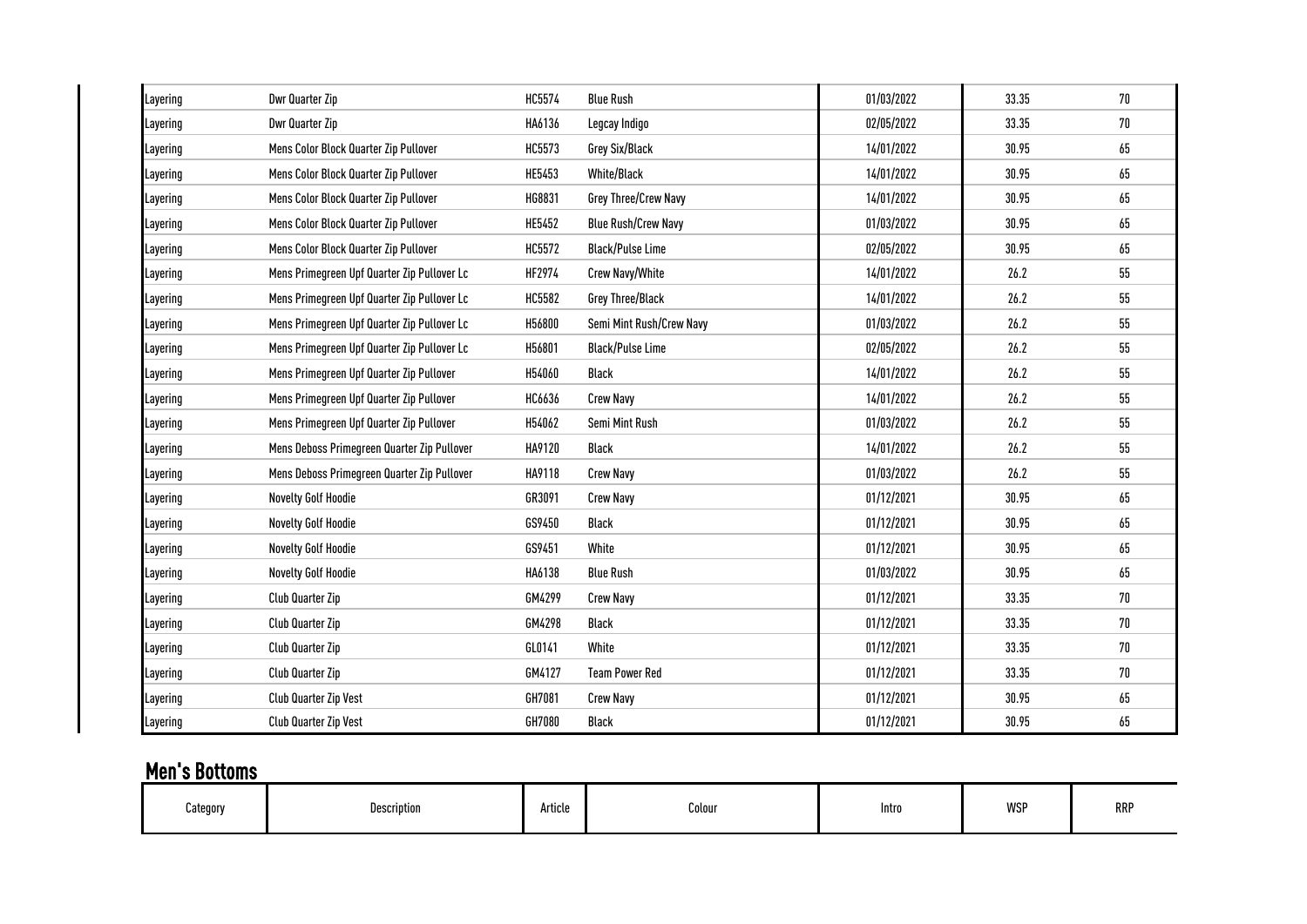| | | | | | | |
|---|---|---|---|---|---|---|
| Layering | Dwr Quarter Zip | HC5574 | Blue Rush | 01/03/2022 | 33.35 | 70 |
| Layering | Dwr Quarter Zip | HA6136 | Legcay Indigo | 02/05/2022 | 33.35 | 70 |
| Layering | Mens Color Block Quarter Zip Pullover | HC5573 | Grey Six/Black | 14/01/2022 | 30.95 | 65 |
| Layering | Mens Color Block Quarter Zip Pullover | HE5453 | White/Black | 14/01/2022 | 30.95 | 65 |
| Layering | Mens Color Block Quarter Zip Pullover | HG8831 | Grey Three/Crew Navy | 14/01/2022 | 30.95 | 65 |
| Layering | Mens Color Block Quarter Zip Pullover | HE5452 | Blue Rush/Crew Navy | 01/03/2022 | 30.95 | 65 |
| Layering | Mens Color Block Quarter Zip Pullover | HC5572 | Black/Pulse Lime | 02/05/2022 | 30.95 | 65 |
| Layering | Mens Primegreen Upf Quarter Zip Pullover Lc | HF2974 | Crew Navy/White | 14/01/2022 | 26.2 | 55 |
| Layering | Mens Primegreen Upf Quarter Zip Pullover Lc | HC5582 | Grey Three/Black | 14/01/2022 | 26.2 | 55 |
| Layering | Mens Primegreen Upf Quarter Zip Pullover Lc | H56800 | Semi Mint Rush/Crew Navy | 01/03/2022 | 26.2 | 55 |
| Layering | Mens Primegreen Upf Quarter Zip Pullover Lc | H56801 | Black/Pulse Lime | 02/05/2022 | 26.2 | 55 |
| Layering | Mens Primegreen Upf Quarter Zip Pullover | H54060 | Black | 14/01/2022 | 26.2 | 55 |
| Layering | Mens Primegreen Upf Quarter Zip Pullover | HC6636 | Crew Navy | 14/01/2022 | 26.2 | 55 |
| Layering | Mens Primegreen Upf Quarter Zip Pullover | H54062 | Semi Mint Rush | 01/03/2022 | 26.2 | 55 |
| Layering | Mens Deboss Primegreen Quarter Zip Pullover | HA9120 | Black | 14/01/2022 | 26.2 | 55 |
| Layering | Mens Deboss Primegreen Quarter Zip Pullover | HA9118 | Crew Navy | 01/03/2022 | 26.2 | 55 |
| Layering | Novelty Golf Hoodie | GR3091 | Crew Navy | 01/12/2021 | 30.95 | 65 |
| Layering | Novelty Golf Hoodie | GS9450 | Black | 01/12/2021 | 30.95 | 65 |
| Layering | Novelty Golf Hoodie | GS9451 | White | 01/12/2021 | 30.95 | 65 |
| Layering | Novelty Golf Hoodie | HA6138 | Blue Rush | 01/03/2022 | 30.95 | 65 |
| Layering | Club Quarter Zip | GM4299 | Crew Navy | 01/12/2021 | 33.35 | 70 |
| Layering | Club Quarter Zip | GM4298 | Black | 01/12/2021 | 33.35 | 70 |
| Layering | Club Quarter Zip | GL0141 | White | 01/12/2021 | 33.35 | 70 |
| Layering | Club Quarter Zip | GM4127 | Team Power Red | 01/12/2021 | 33.35 | 70 |
| Layering | Club Quarter Zip Vest | GH7081 | Crew Navy | 01/12/2021 | 30.95 | 65 |
| Layering | Club Quarter Zip Vest | GH7080 | Black | 01/12/2021 | 30.95 | 65 |

## Men's Bottoms

| Category | Description | Article | Colour | Intro | WSP | RRP |
|---|---|---|---|---|---|---|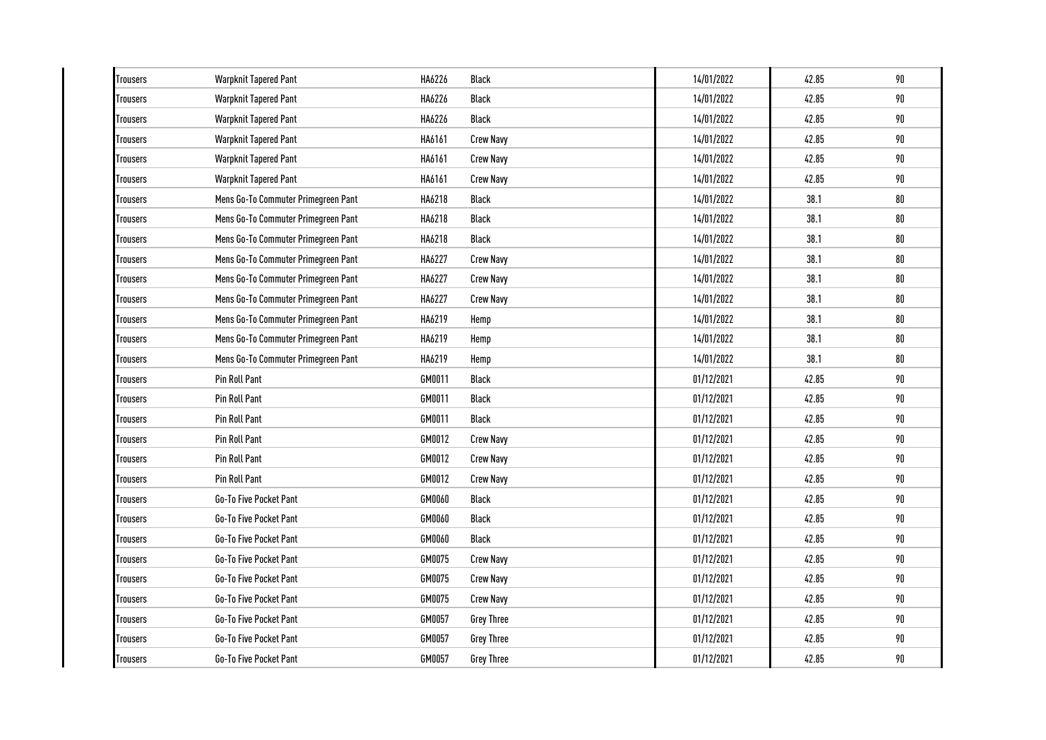| | | | | | | |
|---|---|---|---|---|---|---|
| Trousers | Warpknit Tapered Pant | HA6226 | Black | 14/01/2022 | 42.85 | 90 |
| Trousers | Warpknit Tapered Pant | HA6226 | Black | 14/01/2022 | 42.85 | 90 |
| Trousers | Warpknit Tapered Pant | HA6226 | Black | 14/01/2022 | 42.85 | 90 |
| Trousers | Warpknit Tapered Pant | HA6161 | Crew Navy | 14/01/2022 | 42.85 | 90 |
| Trousers | Warpknit Tapered Pant | HA6161 | Crew Navy | 14/01/2022 | 42.85 | 90 |
| Trousers | Warpknit Tapered Pant | HA6161 | Crew Navy | 14/01/2022 | 42.85 | 90 |
| Trousers | Mens Go-To Commuter Primegreen Pant | HA6218 | Black | 14/01/2022 | 38.1 | 80 |
| Trousers | Mens Go-To Commuter Primegreen Pant | HA6218 | Black | 14/01/2022 | 38.1 | 80 |
| Trousers | Mens Go-To Commuter Primegreen Pant | HA6218 | Black | 14/01/2022 | 38.1 | 80 |
| Trousers | Mens Go-To Commuter Primegreen Pant | HA6227 | Crew Navy | 14/01/2022 | 38.1 | 80 |
| Trousers | Mens Go-To Commuter Primegreen Pant | HA6227 | Crew Navy | 14/01/2022 | 38.1 | 80 |
| Trousers | Mens Go-To Commuter Primegreen Pant | HA6227 | Crew Navy | 14/01/2022 | 38.1 | 80 |
| Trousers | Mens Go-To Commuter Primegreen Pant | HA6219 | Hemp | 14/01/2022 | 38.1 | 80 |
| Trousers | Mens Go-To Commuter Primegreen Pant | HA6219 | Hemp | 14/01/2022 | 38.1 | 80 |
| Trousers | Mens Go-To Commuter Primegreen Pant | HA6219 | Hemp | 14/01/2022 | 38.1 | 80 |
| Trousers | Pin Roll Pant | GM0011 | Black | 01/12/2021 | 42.85 | 90 |
| Trousers | Pin Roll Pant | GM0011 | Black | 01/12/2021 | 42.85 | 90 |
| Trousers | Pin Roll Pant | GM0011 | Black | 01/12/2021 | 42.85 | 90 |
| Trousers | Pin Roll Pant | GM0012 | Crew Navy | 01/12/2021 | 42.85 | 90 |
| Trousers | Pin Roll Pant | GM0012 | Crew Navy | 01/12/2021 | 42.85 | 90 |
| Trousers | Pin Roll Pant | GM0012 | Crew Navy | 01/12/2021 | 42.85 | 90 |
| Trousers | Go-To Five Pocket Pant | GM0060 | Black | 01/12/2021 | 42.85 | 90 |
| Trousers | Go-To Five Pocket Pant | GM0060 | Black | 01/12/2021 | 42.85 | 90 |
| Trousers | Go-To Five Pocket Pant | GM0060 | Black | 01/12/2021 | 42.85 | 90 |
| Trousers | Go-To Five Pocket Pant | GM0075 | Crew Navy | 01/12/2021 | 42.85 | 90 |
| Trousers | Go-To Five Pocket Pant | GM0075 | Crew Navy | 01/12/2021 | 42.85 | 90 |
| Trousers | Go-To Five Pocket Pant | GM0075 | Crew Navy | 01/12/2021 | 42.85 | 90 |
| Trousers | Go-To Five Pocket Pant | GM0057 | Grey Three | 01/12/2021 | 42.85 | 90 |
| Trousers | Go-To Five Pocket Pant | GM0057 | Grey Three | 01/12/2021 | 42.85 | 90 |
| Trousers | Go-To Five Pocket Pant | GM0057 | Grey Three | 01/12/2021 | 42.85 | 90 |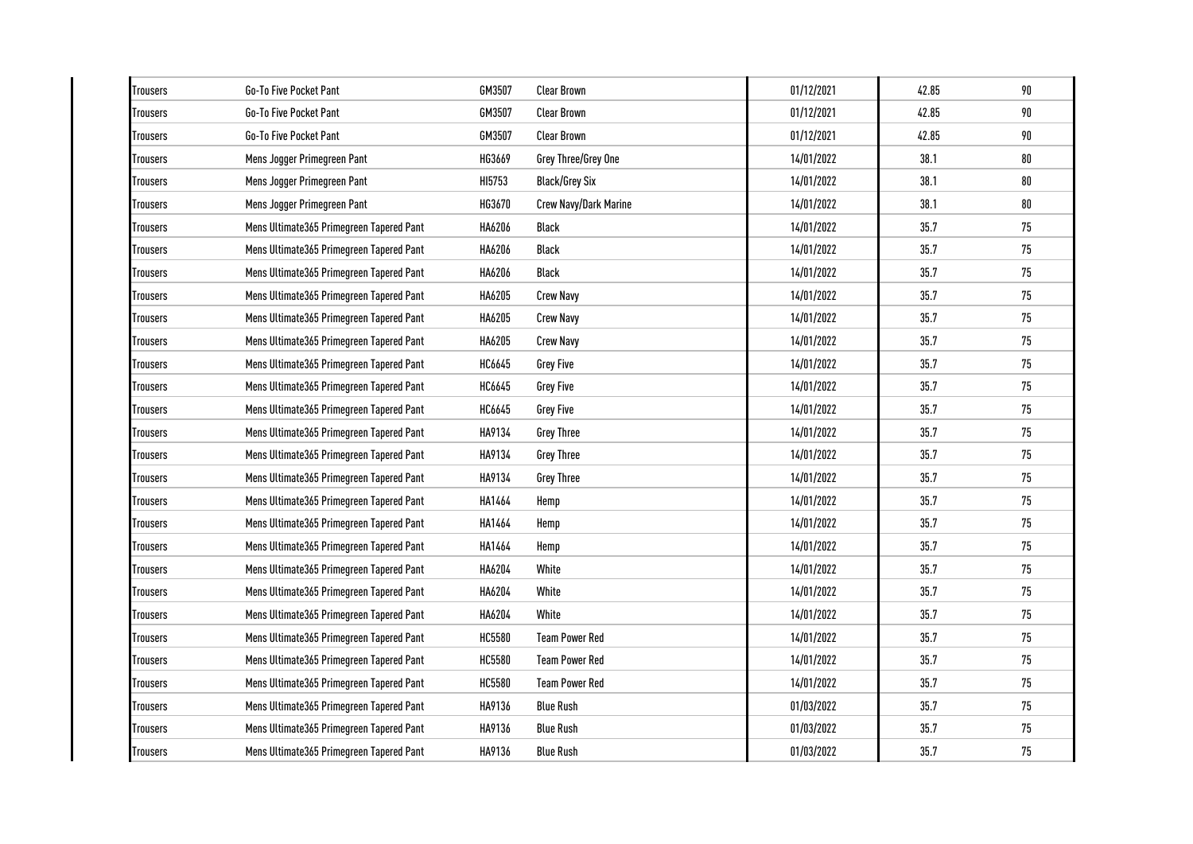| | | | | | | |
|---|---|---|---|---|---|---|
| Trousers | Go-To Five Pocket Pant | GM3507 | Clear Brown | 01/12/2021 | 42.85 | 90 |
| Trousers | Go-To Five Pocket Pant | GM3507 | Clear Brown | 01/12/2021 | 42.85 | 90 |
| Trousers | Go-To Five Pocket Pant | GM3507 | Clear Brown | 01/12/2021 | 42.85 | 90 |
| Trousers | Mens Jogger Primegreen Pant | HG3669 | Grey Three/Grey One | 14/01/2022 | 38.1 | 80 |
| Trousers | Mens Jogger Primegreen Pant | HI5753 | Black/Grey Six | 14/01/2022 | 38.1 | 80 |
| Trousers | Mens Jogger Primegreen Pant | HG3670 | Crew Navy/Dark Marine | 14/01/2022 | 38.1 | 80 |
| Trousers | Mens Ultimate365 Primegreen Tapered Pant | HA6206 | Black | 14/01/2022 | 35.7 | 75 |
| Trousers | Mens Ultimate365 Primegreen Tapered Pant | HA6206 | Black | 14/01/2022 | 35.7 | 75 |
| Trousers | Mens Ultimate365 Primegreen Tapered Pant | HA6206 | Black | 14/01/2022 | 35.7 | 75 |
| Trousers | Mens Ultimate365 Primegreen Tapered Pant | HA6205 | Crew Navy | 14/01/2022 | 35.7 | 75 |
| Trousers | Mens Ultimate365 Primegreen Tapered Pant | HA6205 | Crew Navy | 14/01/2022 | 35.7 | 75 |
| Trousers | Mens Ultimate365 Primegreen Tapered Pant | HA6205 | Crew Navy | 14/01/2022 | 35.7 | 75 |
| Trousers | Mens Ultimate365 Primegreen Tapered Pant | HC6645 | Grey Five | 14/01/2022 | 35.7 | 75 |
| Trousers | Mens Ultimate365 Primegreen Tapered Pant | HC6645 | Grey Five | 14/01/2022 | 35.7 | 75 |
| Trousers | Mens Ultimate365 Primegreen Tapered Pant | HC6645 | Grey Five | 14/01/2022 | 35.7 | 75 |
| Trousers | Mens Ultimate365 Primegreen Tapered Pant | HA9134 | Grey Three | 14/01/2022 | 35.7 | 75 |
| Trousers | Mens Ultimate365 Primegreen Tapered Pant | HA9134 | Grey Three | 14/01/2022 | 35.7 | 75 |
| Trousers | Mens Ultimate365 Primegreen Tapered Pant | HA9134 | Grey Three | 14/01/2022 | 35.7 | 75 |
| Trousers | Mens Ultimate365 Primegreen Tapered Pant | HA1464 | Hemp | 14/01/2022 | 35.7 | 75 |
| Trousers | Mens Ultimate365 Primegreen Tapered Pant | HA1464 | Hemp | 14/01/2022 | 35.7 | 75 |
| Trousers | Mens Ultimate365 Primegreen Tapered Pant | HA1464 | Hemp | 14/01/2022 | 35.7 | 75 |
| Trousers | Mens Ultimate365 Primegreen Tapered Pant | HA6204 | White | 14/01/2022 | 35.7 | 75 |
| Trousers | Mens Ultimate365 Primegreen Tapered Pant | HA6204 | White | 14/01/2022 | 35.7 | 75 |
| Trousers | Mens Ultimate365 Primegreen Tapered Pant | HA6204 | White | 14/01/2022 | 35.7 | 75 |
| Trousers | Mens Ultimate365 Primegreen Tapered Pant | HC5580 | Team Power Red | 14/01/2022 | 35.7 | 75 |
| Trousers | Mens Ultimate365 Primegreen Tapered Pant | HC5580 | Team Power Red | 14/01/2022 | 35.7 | 75 |
| Trousers | Mens Ultimate365 Primegreen Tapered Pant | HC5580 | Team Power Red | 14/01/2022 | 35.7 | 75 |
| Trousers | Mens Ultimate365 Primegreen Tapered Pant | HA9136 | Blue Rush | 01/03/2022 | 35.7 | 75 |
| Trousers | Mens Ultimate365 Primegreen Tapered Pant | HA9136 | Blue Rush | 01/03/2022 | 35.7 | 75 |
| Trousers | Mens Ultimate365 Primegreen Tapered Pant | HA9136 | Blue Rush | 01/03/2022 | 35.7 | 75 |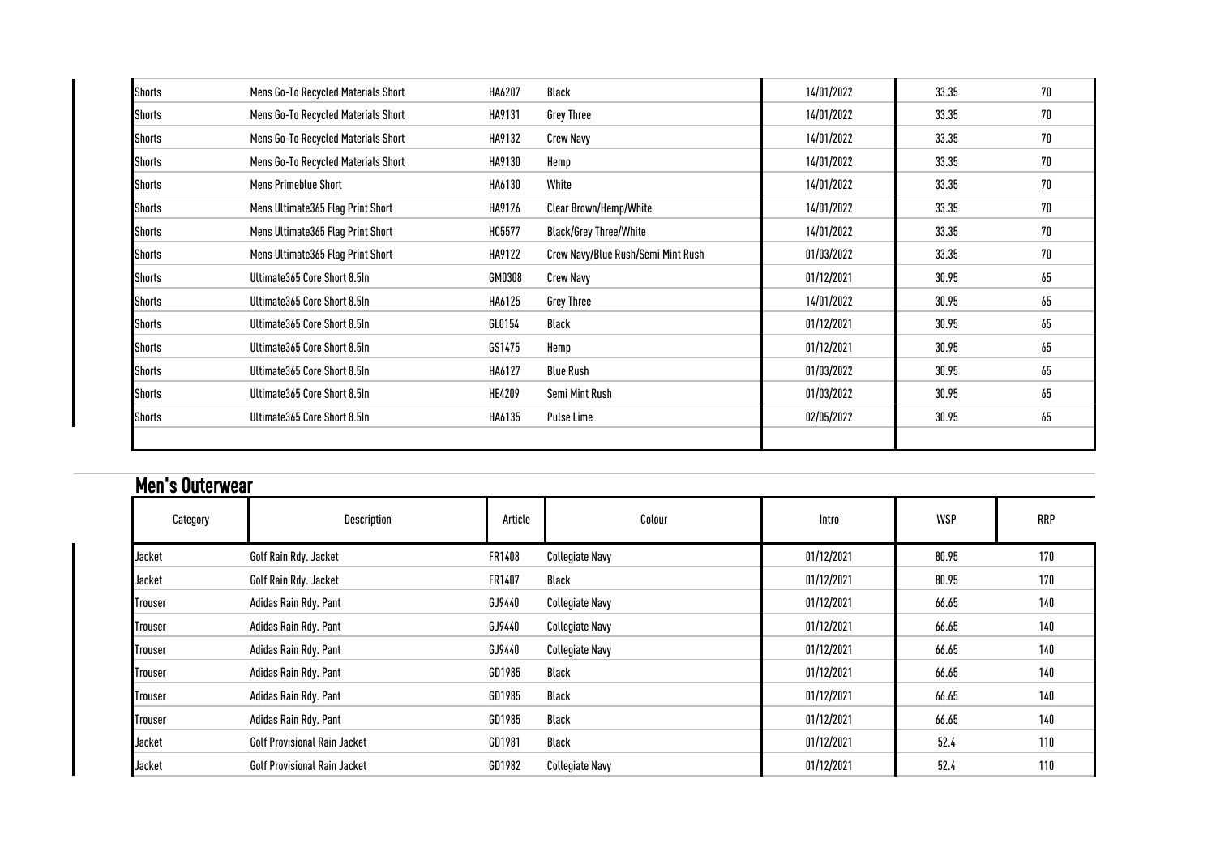| | | | | | | |
|---|---|---|---|---|---|---|
| Shorts | Mens Go-To Recycled Materials Short | HA6207 | Black | 14/01/2022 | 33.35 | 70 |
| Shorts | Mens Go-To Recycled Materials Short | HA9131 | Grey Three | 14/01/2022 | 33.35 | 70 |
| Shorts | Mens Go-To Recycled Materials Short | HA9132 | Crew Navy | 14/01/2022 | 33.35 | 70 |
| Shorts | Mens Go-To Recycled Materials Short | HA9130 | Hemp | 14/01/2022 | 33.35 | 70 |
| Shorts | Mens Primeblue Short | HA6130 | White | 14/01/2022 | 33.35 | 70 |
| Shorts | Mens Ultimate365 Flag Print Short | HA9126 | Clear Brown/Hemp/White | 14/01/2022 | 33.35 | 70 |
| Shorts | Mens Ultimate365 Flag Print Short | HC5577 | Black/Grey Three/White | 14/01/2022 | 33.35 | 70 |
| Shorts | Mens Ultimate365 Flag Print Short | HA9122 | Crew Navy/Blue Rush/Semi Mint Rush | 01/03/2022 | 33.35 | 70 |
| Shorts | Ultimate365 Core Short 8.5In | GM0308 | Crew Navy | 01/12/2021 | 30.95 | 65 |
| Shorts | Ultimate365 Core Short 8.5In | HA6125 | Grey Three | 14/01/2022 | 30.95 | 65 |
| Shorts | Ultimate365 Core Short 8.5In | GL0154 | Black | 01/12/2021 | 30.95 | 65 |
| Shorts | Ultimate365 Core Short 8.5In | GS1475 | Hemp | 01/12/2021 | 30.95 | 65 |
| Shorts | Ultimate365 Core Short 8.5In | HA6127 | Blue Rush | 01/03/2022 | 30.95 | 65 |
| Shorts | Ultimate365 Core Short 8.5In | HE4209 | Semi Mint Rush | 01/03/2022 | 30.95 | 65 |
| Shorts | Ultimate365 Core Short 8.5In | HA6135 | Pulse Lime | 02/05/2022 | 30.95 | 65 |

## Men's Outerwear

| Category | Description | Article | Colour | Intro | WSP | RRP |
|---|---|---|---|---|---|---|
| Jacket | Golf Rain Rdy. Jacket | FR1408 | Collegiate Navy | 01/12/2021 | 80.95 | 170 |
| Jacket | Golf Rain Rdy. Jacket | FR1407 | Black | 01/12/2021 | 80.95 | 170 |
| Trouser | Adidas Rain Rdy. Pant | GJ9440 | Collegiate Navy | 01/12/2021 | 66.65 | 140 |
| Trouser | Adidas Rain Rdy. Pant | GJ9440 | Collegiate Navy | 01/12/2021 | 66.65 | 140 |
| Trouser | Adidas Rain Rdy. Pant | GJ9440 | Collegiate Navy | 01/12/2021 | 66.65 | 140 |
| Trouser | Adidas Rain Rdy. Pant | GD1985 | Black | 01/12/2021 | 66.65 | 140 |
| Trouser | Adidas Rain Rdy. Pant | GD1985 | Black | 01/12/2021 | 66.65 | 140 |
| Trouser | Adidas Rain Rdy. Pant | GD1985 | Black | 01/12/2021 | 66.65 | 140 |
| Jacket | Golf Provisional Rain Jacket | GD1981 | Black | 01/12/2021 | 52.4 | 110 |
| Jacket | Golf Provisional Rain Jacket | GD1982 | Collegiate Navy | 01/12/2021 | 52.4 | 110 |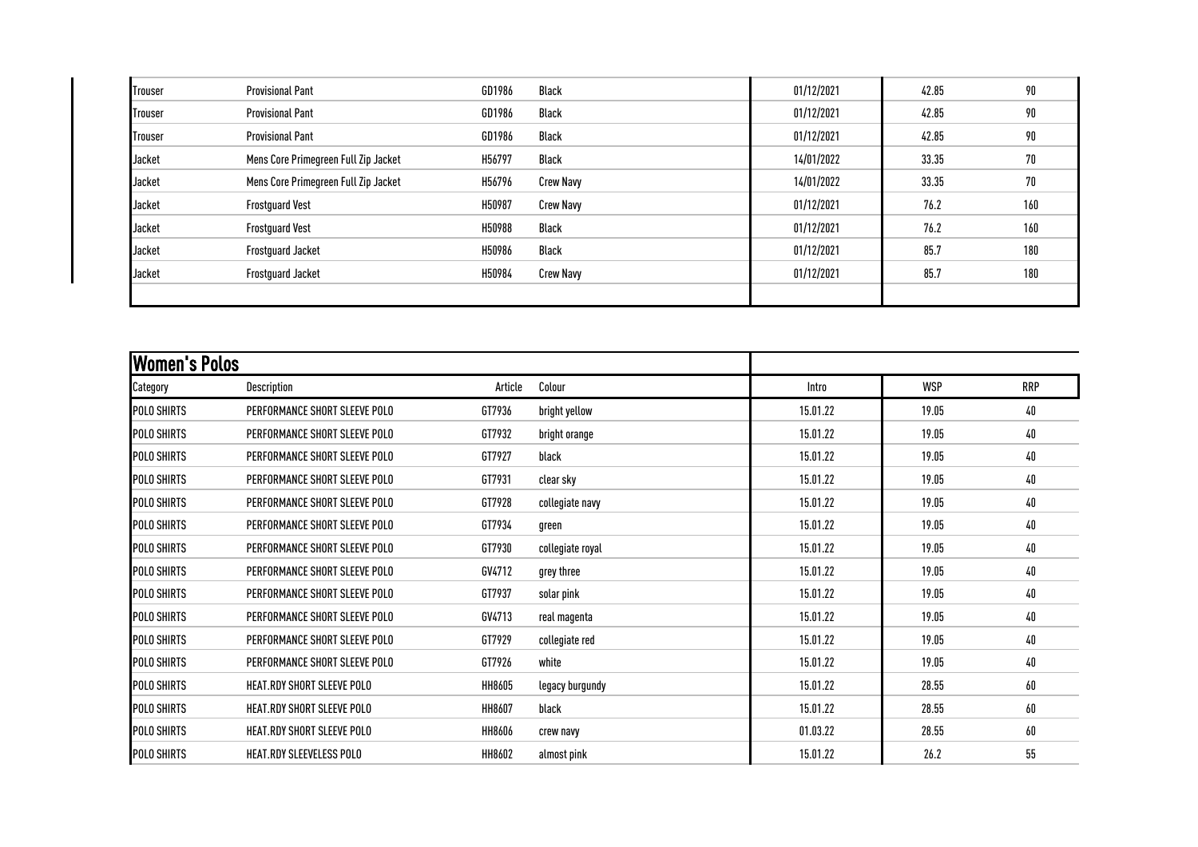| | | | | | | |
|---|---|---|---|---|---|---|
| Trouser | Provisional Pant | GD1986 | Black | 01/12/2021 | 42.85 | 90 |
| Trouser | Provisional Pant | GD1986 | Black | 01/12/2021 | 42.85 | 90 |
| Trouser | Provisional Pant | GD1986 | Black | 01/12/2021 | 42.85 | 90 |
| Jacket | Mens Core Primegreen Full Zip Jacket | H56797 | Black | 14/01/2022 | 33.35 | 70 |
| Jacket | Mens Core Primegreen Full Zip Jacket | H56796 | Crew Navy | 14/01/2022 | 33.35 | 70 |
| Jacket | Frostguard Vest | H50987 | Crew Navy | 01/12/2021 | 76.2 | 160 |
| Jacket | Frostguard Vest | H50988 | Black | 01/12/2021 | 76.2 | 160 |
| Jacket | Frostguard Jacket | H50986 | Black | 01/12/2021 | 85.7 | 180 |
| Jacket | Frostguard Jacket | H50984 | Crew Navy | 01/12/2021 | 85.7 | 180 |

## Women's Polos

| Category | Description | Article | Colour | Intro | WSP | RRP |
|---|---|---|---|---|---|---|
| POLO SHIRTS | PERFORMANCE SHORT SLEEVE POLO | GT7936 | bright yellow | 15.01.22 | 19.05 | 40 |
| POLO SHIRTS | PERFORMANCE SHORT SLEEVE POLO | GT7932 | bright orange | 15.01.22 | 19.05 | 40 |
| POLO SHIRTS | PERFORMANCE SHORT SLEEVE POLO | GT7927 | black | 15.01.22 | 19.05 | 40 |
| POLO SHIRTS | PERFORMANCE SHORT SLEEVE POLO | GT7931 | clear sky | 15.01.22 | 19.05 | 40 |
| POLO SHIRTS | PERFORMANCE SHORT SLEEVE POLO | GT7928 | collegiate navy | 15.01.22 | 19.05 | 40 |
| POLO SHIRTS | PERFORMANCE SHORT SLEEVE POLO | GT7934 | green | 15.01.22 | 19.05 | 40 |
| POLO SHIRTS | PERFORMANCE SHORT SLEEVE POLO | GT7930 | collegiate royal | 15.01.22 | 19.05 | 40 |
| POLO SHIRTS | PERFORMANCE SHORT SLEEVE POLO | GV4712 | grey three | 15.01.22 | 19.05 | 40 |
| POLO SHIRTS | PERFORMANCE SHORT SLEEVE POLO | GT7937 | solar pink | 15.01.22 | 19.05 | 40 |
| POLO SHIRTS | PERFORMANCE SHORT SLEEVE POLO | GV4713 | real magenta | 15.01.22 | 19.05 | 40 |
| POLO SHIRTS | PERFORMANCE SHORT SLEEVE POLO | GT7929 | collegiate red | 15.01.22 | 19.05 | 40 |
| POLO SHIRTS | PERFORMANCE SHORT SLEEVE POLO | GT7926 | white | 15.01.22 | 19.05 | 40 |
| POLO SHIRTS | HEAT.RDY SHORT SLEEVE POLO | HH8605 | legacy burgundy | 15.01.22 | 28.55 | 60 |
| POLO SHIRTS | HEAT.RDY SHORT SLEEVE POLO | HH8607 | black | 15.01.22 | 28.55 | 60 |
| POLO SHIRTS | HEAT.RDY SHORT SLEEVE POLO | HH8606 | crew navy | 01.03.22 | 28.55 | 60 |
| POLO SHIRTS | HEAT.RDY SLEEVELESS POLO | HH8602 | almost pink | 15.01.22 | 26.2 | 55 |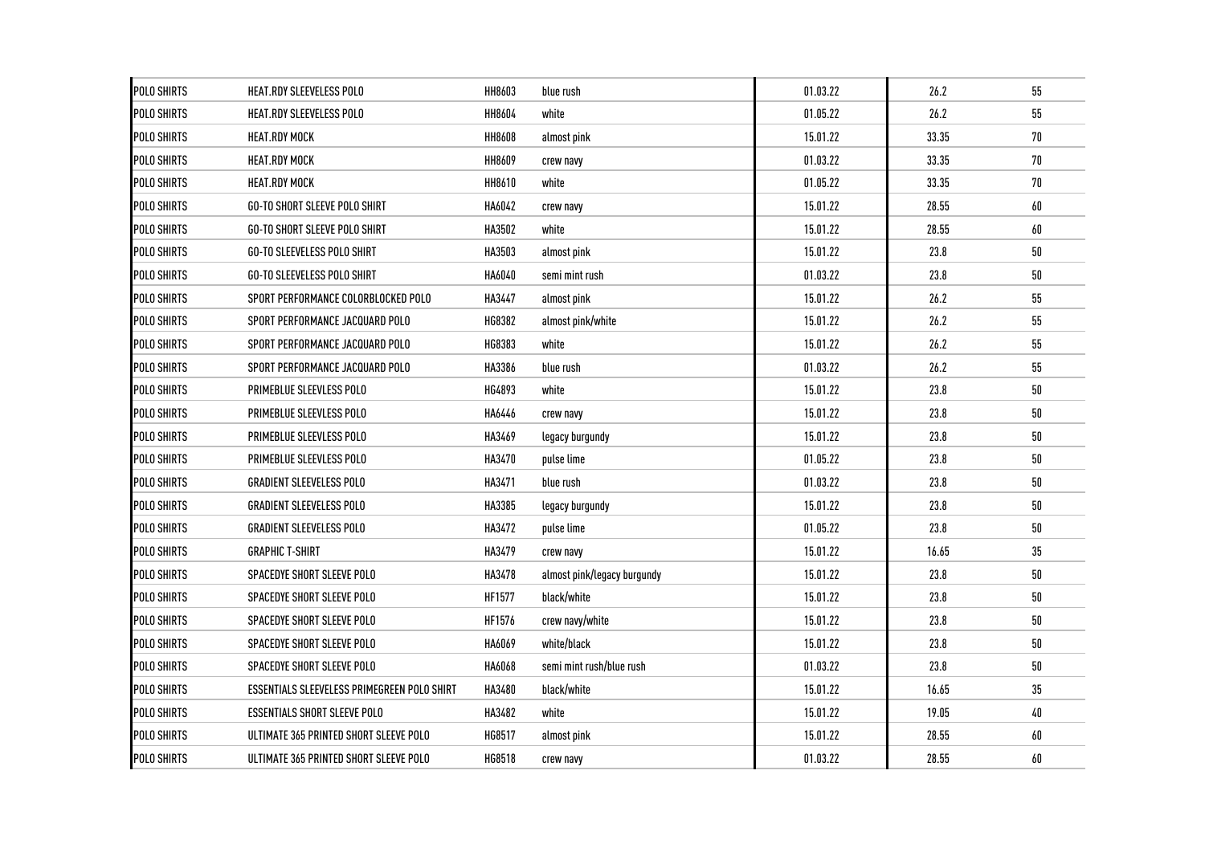| | | | | | | |
|---|---|---|---|---|---|---|
| POLO SHIRTS | HEAT.RDY SLEEVELESS POLO | HH8603 | blue rush | 01.03.22 | 26.2 | 55 |
| POLO SHIRTS | HEAT.RDY SLEEVELESS POLO | HH8604 | white | 01.05.22 | 26.2 | 55 |
| POLO SHIRTS | HEAT.RDY MOCK | HH8608 | almost pink | 15.01.22 | 33.35 | 70 |
| POLO SHIRTS | HEAT.RDY MOCK | HH8609 | crew navy | 01.03.22 | 33.35 | 70 |
| POLO SHIRTS | HEAT.RDY MOCK | HH8610 | white | 01.05.22 | 33.35 | 70 |
| POLO SHIRTS | GO-TO SHORT SLEEVE POLO SHIRT | HA6042 | crew navy | 15.01.22 | 28.55 | 60 |
| POLO SHIRTS | GO-TO SHORT SLEEVE POLO SHIRT | HA3502 | white | 15.01.22 | 28.55 | 60 |
| POLO SHIRTS | GO-TO SLEEVELESS POLO SHIRT | HA3503 | almost pink | 15.01.22 | 23.8 | 50 |
| POLO SHIRTS | GO-TO SLEEVELESS POLO SHIRT | HA6040 | semi mint rush | 01.03.22 | 23.8 | 50 |
| POLO SHIRTS | SPORT PERFORMANCE COLORBLOCKED POLO | HA3447 | almost pink | 15.01.22 | 26.2 | 55 |
| POLO SHIRTS | SPORT PERFORMANCE JACQUARD POLO | HG8382 | almost pink/white | 15.01.22 | 26.2 | 55 |
| POLO SHIRTS | SPORT PERFORMANCE JACQUARD POLO | HG8383 | white | 15.01.22 | 26.2 | 55 |
| POLO SHIRTS | SPORT PERFORMANCE JACQUARD POLO | HA3386 | blue rush | 01.03.22 | 26.2 | 55 |
| POLO SHIRTS | PRIMEBLUE SLEEVLESS POLO | HG4893 | white | 15.01.22 | 23.8 | 50 |
| POLO SHIRTS | PRIMEBLUE SLEEVLESS POLO | HA6446 | crew navy | 15.01.22 | 23.8 | 50 |
| POLO SHIRTS | PRIMEBLUE SLEEVLESS POLO | HA3469 | legacy burgundy | 15.01.22 | 23.8 | 50 |
| POLO SHIRTS | PRIMEBLUE SLEEVLESS POLO | HA3470 | pulse lime | 01.05.22 | 23.8 | 50 |
| POLO SHIRTS | GRADIENT SLEEVELESS POLO | HA3471 | blue rush | 01.03.22 | 23.8 | 50 |
| POLO SHIRTS | GRADIENT SLEEVELESS POLO | HA3385 | legacy burgundy | 15.01.22 | 23.8 | 50 |
| POLO SHIRTS | GRADIENT SLEEVELESS POLO | HA3472 | pulse lime | 01.05.22 | 23.8 | 50 |
| POLO SHIRTS | GRAPHIC T-SHIRT | HA3479 | crew navy | 15.01.22 | 16.65 | 35 |
| POLO SHIRTS | SPACEDYE SHORT SLEEVE POLO | HA3478 | almost pink/legacy burgundy | 15.01.22 | 23.8 | 50 |
| POLO SHIRTS | SPACEDYE SHORT SLEEVE POLO | HF1577 | black/white | 15.01.22 | 23.8 | 50 |
| POLO SHIRTS | SPACEDYE SHORT SLEEVE POLO | HF1576 | crew navy/white | 15.01.22 | 23.8 | 50 |
| POLO SHIRTS | SPACEDYE SHORT SLEEVE POLO | HA6069 | white/black | 15.01.22 | 23.8 | 50 |
| POLO SHIRTS | SPACEDYE SHORT SLEEVE POLO | HA6068 | semi mint rush/blue rush | 01.03.22 | 23.8 | 50 |
| POLO SHIRTS | ESSENTIALS SLEEVELESS PRIMEGREEN POLO SHIRT | HA3480 | black/white | 15.01.22 | 16.65 | 35 |
| POLO SHIRTS | ESSENTIALS SHORT SLEEVE POLO | HA3482 | white | 15.01.22 | 19.05 | 40 |
| POLO SHIRTS | ULTIMATE 365 PRINTED SHORT SLEEVE POLO | HG8517 | almost pink | 15.01.22 | 28.55 | 60 |
| POLO SHIRTS | ULTIMATE 365 PRINTED SHORT SLEEVE POLO | HG8518 | crew navy | 01.03.22 | 28.55 | 60 |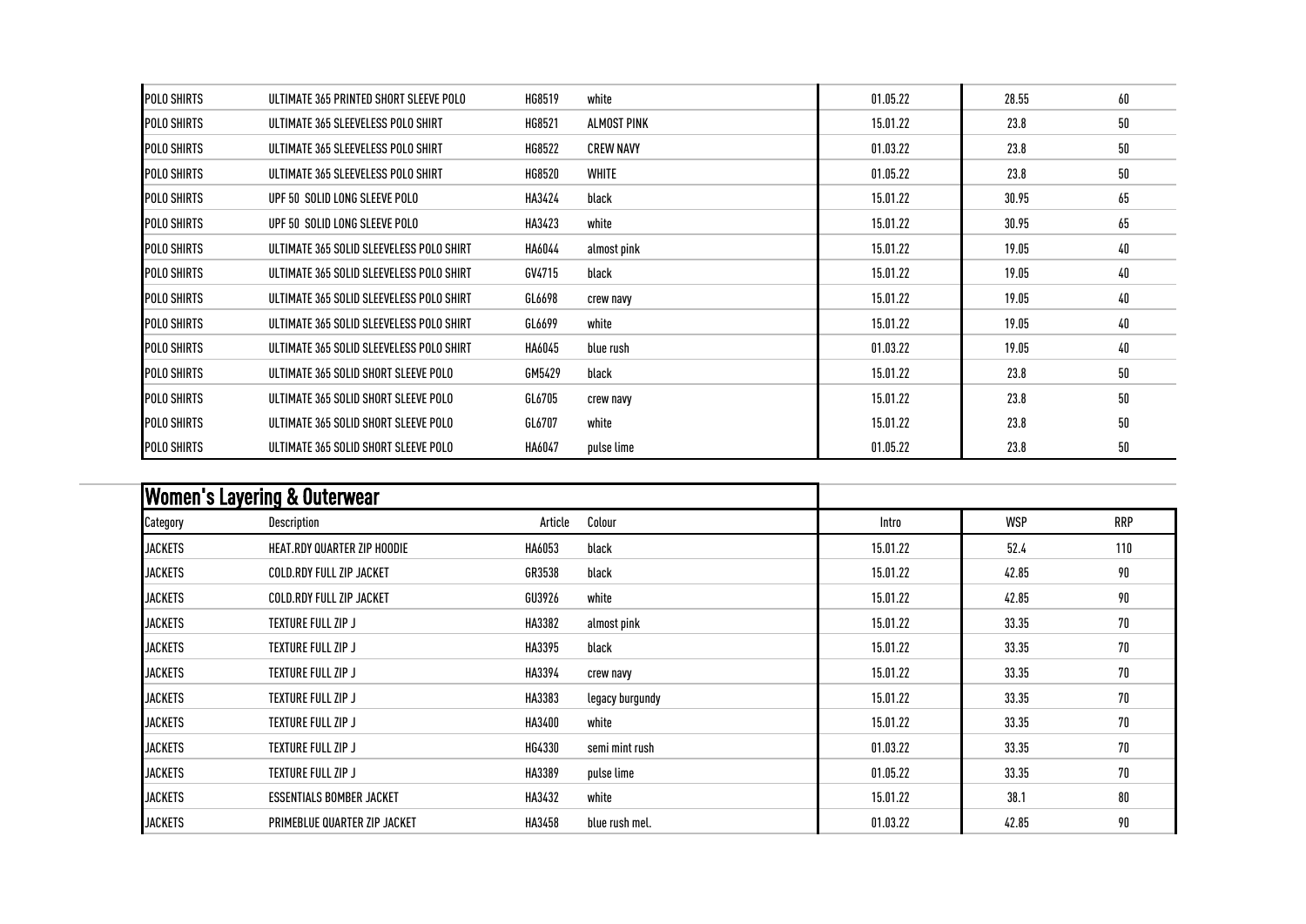| | | | | | | |
|---|---|---|---|---|---|---|
| POLO SHIRTS | ULTIMATE 365 PRINTED SHORT SLEEVE POLO | HG8519 | white | 01.05.22 | 28.55 | 60 |
| POLO SHIRTS | ULTIMATE 365 SLEEVELESS POLO SHIRT | HG8521 | ALMOST PINK | 15.01.22 | 23.8 | 50 |
| POLO SHIRTS | ULTIMATE 365 SLEEVELESS POLO SHIRT | HG8522 | CREW NAVY | 01.03.22 | 23.8 | 50 |
| POLO SHIRTS | ULTIMATE 365 SLEEVELESS POLO SHIRT | HG8520 | WHITE | 01.05.22 | 23.8 | 50 |
| POLO SHIRTS | UPF 50 SOLID LONG SLEEVE POLO | HA3424 | black | 15.01.22 | 30.95 | 65 |
| POLO SHIRTS | UPF 50 SOLID LONG SLEEVE POLO | HA3423 | white | 15.01.22 | 30.95 | 65 |
| POLO SHIRTS | ULTIMATE 365 SOLID SLEEVELESS POLO SHIRT | HA6044 | almost pink | 15.01.22 | 19.05 | 40 |
| POLO SHIRTS | ULTIMATE 365 SOLID SLEEVELESS POLO SHIRT | GV4715 | black | 15.01.22 | 19.05 | 40 |
| POLO SHIRTS | ULTIMATE 365 SOLID SLEEVELESS POLO SHIRT | GL6698 | crew navy | 15.01.22 | 19.05 | 40 |
| POLO SHIRTS | ULTIMATE 365 SOLID SLEEVELESS POLO SHIRT | GL6699 | white | 15.01.22 | 19.05 | 40 |
| POLO SHIRTS | ULTIMATE 365 SOLID SLEEVELESS POLO SHIRT | HA6045 | blue rush | 01.03.22 | 19.05 | 40 |
| POLO SHIRTS | ULTIMATE 365 SOLID SHORT SLEEVE POLO | GM5429 | black | 15.01.22 | 23.8 | 50 |
| POLO SHIRTS | ULTIMATE 365 SOLID SHORT SLEEVE POLO | GL6705 | crew navy | 15.01.22 | 23.8 | 50 |
| POLO SHIRTS | ULTIMATE 365 SOLID SHORT SLEEVE POLO | GL6707 | white | 15.01.22 | 23.8 | 50 |
| POLO SHIRTS | ULTIMATE 365 SOLID SHORT SLEEVE POLO | HA6047 | pulse lime | 01.05.22 | 23.8 | 50 |

## Women's Layering & Outerwear

| Category | Description | Article | Colour | Intro | WSP | RRP |
|---|---|---|---|---|---|---|
| JACKETS | HEAT.RDY QUARTER ZIP HOODIE | HA6053 | black | 15.01.22 | 52.4 | 110 |
| JACKETS | COLD.RDY FULL ZIP JACKET | GR3538 | black | 15.01.22 | 42.85 | 90 |
| JACKETS | COLD.RDY FULL ZIP JACKET | GU3926 | white | 15.01.22 | 42.85 | 90 |
| JACKETS | TEXTURE FULL ZIP J | HA3382 | almost pink | 15.01.22 | 33.35 | 70 |
| JACKETS | TEXTURE FULL ZIP J | HA3395 | black | 15.01.22 | 33.35 | 70 |
| JACKETS | TEXTURE FULL ZIP J | HA3394 | crew navy | 15.01.22 | 33.35 | 70 |
| JACKETS | TEXTURE FULL ZIP J | HA3383 | legacy burgundy | 15.01.22 | 33.35 | 70 |
| JACKETS | TEXTURE FULL ZIP J | HA3400 | white | 15.01.22 | 33.35 | 70 |
| JACKETS | TEXTURE FULL ZIP J | HG4330 | semi mint rush | 01.03.22 | 33.35 | 70 |
| JACKETS | TEXTURE FULL ZIP J | HA3389 | pulse lime | 01.05.22 | 33.35 | 70 |
| JACKETS | ESSENTIALS BOMBER JACKET | HA3432 | white | 15.01.22 | 38.1 | 80 |
| JACKETS | PRIMEBLUE QUARTER ZIP JACKET | HA3458 | blue rush mel. | 01.03.22 | 42.85 | 90 |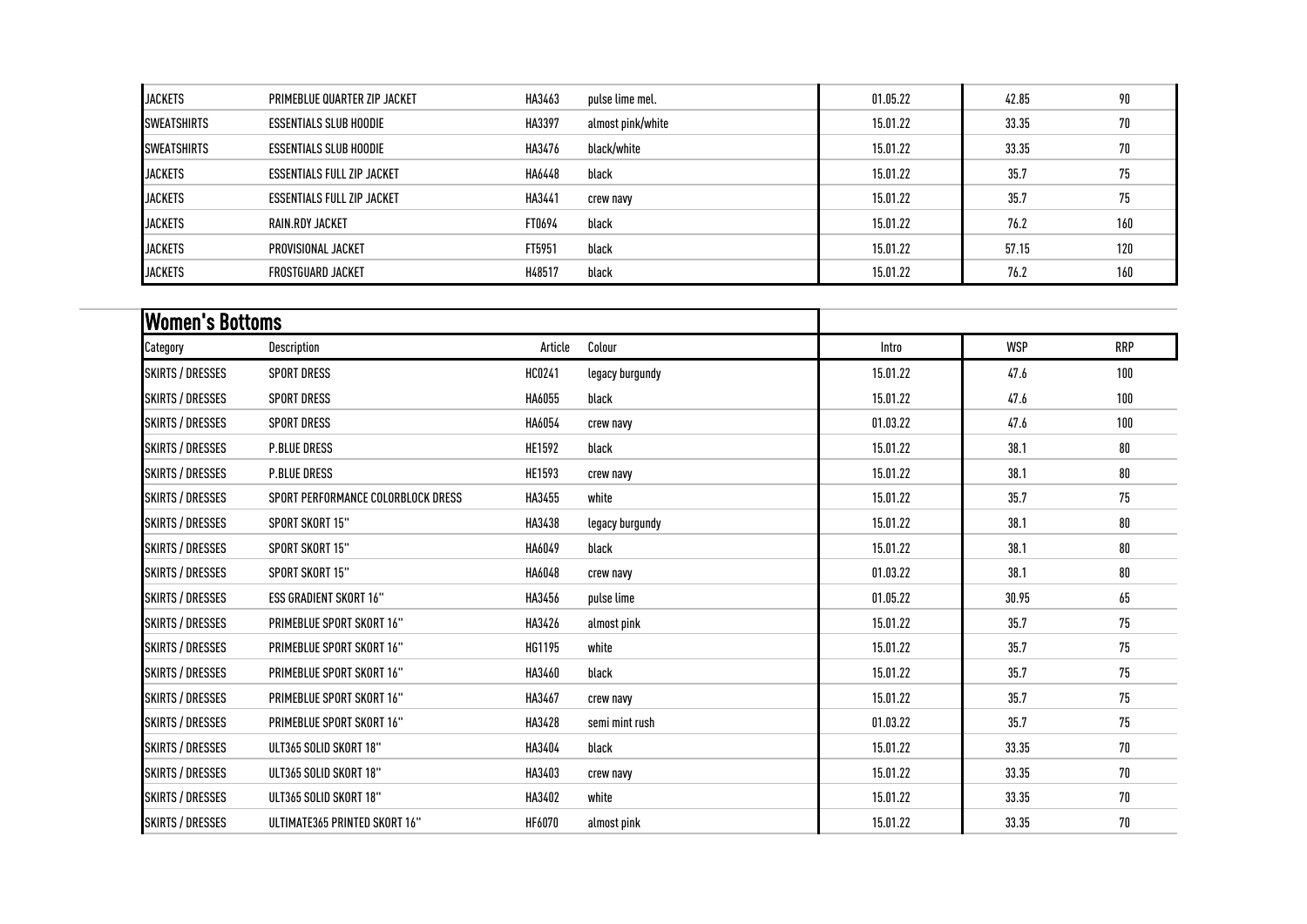| | | | | | | |
|---|---|---|---|---|---|---|
| JACKETS | PRIMEBLUE QUARTER ZIP JACKET | HA3463 | pulse lime mel. | 01.05.22 | 42.85 | 90 |
| SWEATSHIRTS | ESSENTIALS SLUB HOODIE | HA3397 | almost pink/white | 15.01.22 | 33.35 | 70 |
| SWEATSHIRTS | ESSENTIALS SLUB HOODIE | HA3476 | black/white | 15.01.22 | 33.35 | 70 |
| JACKETS | ESSENTIALS FULL ZIP JACKET | HA6448 | black | 15.01.22 | 35.7 | 75 |
| JACKETS | ESSENTIALS FULL ZIP JACKET | HA3441 | crew navy | 15.01.22 | 35.7 | 75 |
| JACKETS | RAIN.RDY JACKET | FT0694 | black | 15.01.22 | 76.2 | 160 |
| JACKETS | PROVISIONAL JACKET | FT5951 | black | 15.01.22 | 57.15 | 120 |
| JACKETS | FROSTGUARD JACKET | H48517 | black | 15.01.22 | 76.2 | 160 |

## Women's Bottoms

| Category | Description | Article | Colour | Intro | WSP | RRP |
|---|---|---|---|---|---|---|
| SKIRTS / DRESSES | SPORT DRESS | HC0241 | legacy burgundy | 15.01.22 | 47.6 | 100 |
| SKIRTS / DRESSES | SPORT DRESS | HA6055 | black | 15.01.22 | 47.6 | 100 |
| SKIRTS / DRESSES | SPORT DRESS | HA6054 | crew navy | 01.03.22 | 47.6 | 100 |
| SKIRTS / DRESSES | P.BLUE DRESS | HE1592 | black | 15.01.22 | 38.1 | 80 |
| SKIRTS / DRESSES | P.BLUE DRESS | HE1593 | crew navy | 15.01.22 | 38.1 | 80 |
| SKIRTS / DRESSES | SPORT PERFORMANCE COLORBLOCK DRESS | HA3455 | white | 15.01.22 | 35.7 | 75 |
| SKIRTS / DRESSES | SPORT SKORT 15" | HA3438 | legacy burgundy | 15.01.22 | 38.1 | 80 |
| SKIRTS / DRESSES | SPORT SKORT 15" | HA6049 | black | 15.01.22 | 38.1 | 80 |
| SKIRTS / DRESSES | SPORT SKORT 15" | HA6048 | crew navy | 01.03.22 | 38.1 | 80 |
| SKIRTS / DRESSES | ESS GRADIENT SKORT 16" | HA3456 | pulse lime | 01.05.22 | 30.95 | 65 |
| SKIRTS / DRESSES | PRIMEBLUE SPORT SKORT 16" | HA3426 | almost pink | 15.01.22 | 35.7 | 75 |
| SKIRTS / DRESSES | PRIMEBLUE SPORT SKORT 16" | HG1195 | white | 15.01.22 | 35.7 | 75 |
| SKIRTS / DRESSES | PRIMEBLUE SPORT SKORT 16" | HA3460 | black | 15.01.22 | 35.7 | 75 |
| SKIRTS / DRESSES | PRIMEBLUE SPORT SKORT 16" | HA3467 | crew navy | 15.01.22 | 35.7 | 75 |
| SKIRTS / DRESSES | PRIMEBLUE SPORT SKORT 16" | HA3428 | semi mint rush | 01.03.22 | 35.7 | 75 |
| SKIRTS / DRESSES | ULT365 SOLID SKORT 18" | HA3404 | black | 15.01.22 | 33.35 | 70 |
| SKIRTS / DRESSES | ULT365 SOLID SKORT 18" | HA3403 | crew navy | 15.01.22 | 33.35 | 70 |
| SKIRTS / DRESSES | ULT365 SOLID SKORT 18" | HA3402 | white | 15.01.22 | 33.35 | 70 |
| SKIRTS / DRESSES | ULTIMATE365 PRINTED SKORT 16" | HF6070 | almost pink | 15.01.22 | 33.35 | 70 |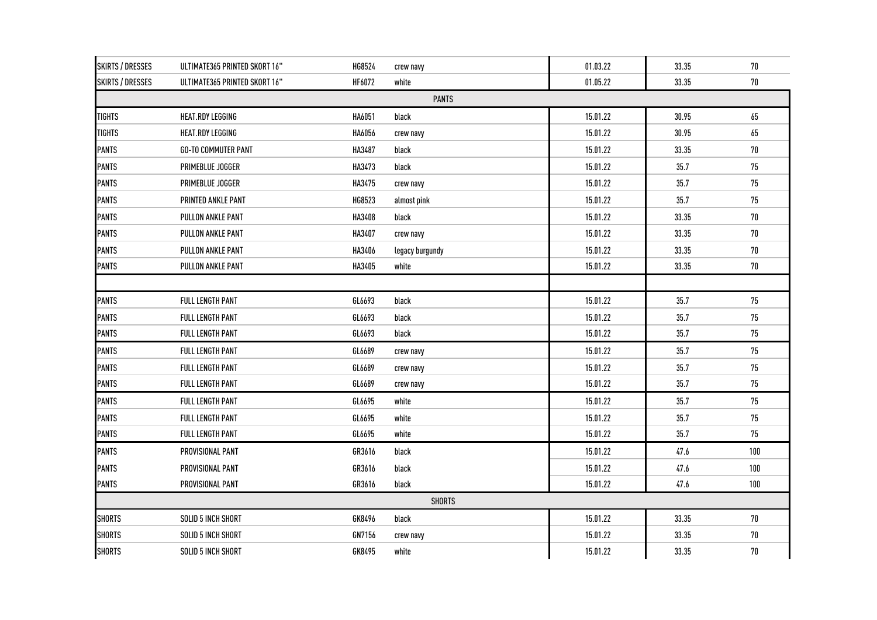| | | | | | | |
|---|---|---|---|---|---|---|
| SKIRTS / DRESSES | ULTIMATE365 PRINTED SKORT 16" | HG8524 | crew navy | 01.03.22 | 33.35 | 70 |
| SKIRTS / DRESSES | ULTIMATE365 PRINTED SKORT 16" | HF6072 | white | 01.05.22 | 33.35 | 70 |
| | | | PANTS | | | |
| TIGHTS | HEAT.RDY LEGGING | HA6051 | black | 15.01.22 | 30.95 | 65 |
| TIGHTS | HEAT.RDY LEGGING | HA6056 | crew navy | 15.01.22 | 30.95 | 65 |
| PANTS | GO-TO COMMUTER PANT | HA3487 | black | 15.01.22 | 33.35 | 70 |
| PANTS | PRIMEBLUE JOGGER | HA3473 | black | 15.01.22 | 35.7 | 75 |
| PANTS | PRIMEBLUE JOGGER | HA3475 | crew navy | 15.01.22 | 35.7 | 75 |
| PANTS | PRINTED ANKLE PANT | HG8523 | almost pink | 15.01.22 | 35.7 | 75 |
| PANTS | PULLON ANKLE PANT | HA3408 | black | 15.01.22 | 33.35 | 70 |
| PANTS | PULLON ANKLE PANT | HA3407 | crew navy | 15.01.22 | 33.35 | 70 |
| PANTS | PULLON ANKLE PANT | HA3406 | legacy burgundy | 15.01.22 | 33.35 | 70 |
| PANTS | PULLON ANKLE PANT | HA3405 | white | 15.01.22 | 33.35 | 70 |
| | | | | | | |
| PANTS | FULL LENGTH PANT | GL6693 | black | 15.01.22 | 35.7 | 75 |
| PANTS | FULL LENGTH PANT | GL6693 | black | 15.01.22 | 35.7 | 75 |
| PANTS | FULL LENGTH PANT | GL6693 | black | 15.01.22 | 35.7 | 75 |
| PANTS | FULL LENGTH PANT | GL6689 | crew navy | 15.01.22 | 35.7 | 75 |
| PANTS | FULL LENGTH PANT | GL6689 | crew navy | 15.01.22 | 35.7 | 75 |
| PANTS | FULL LENGTH PANT | GL6689 | crew navy | 15.01.22 | 35.7 | 75 |
| PANTS | FULL LENGTH PANT | GL6695 | white | 15.01.22 | 35.7 | 75 |
| PANTS | FULL LENGTH PANT | GL6695 | white | 15.01.22 | 35.7 | 75 |
| PANTS | FULL LENGTH PANT | GL6695 | white | 15.01.22 | 35.7 | 75 |
| PANTS | PROVISIONAL PANT | GR3616 | black | 15.01.22 | 47.6 | 100 |
| PANTS | PROVISIONAL PANT | GR3616 | black | 15.01.22 | 47.6 | 100 |
| PANTS | PROVISIONAL PANT | GR3616 | black | 15.01.22 | 47.6 | 100 |
| | | | SHORTS | | | |
| SHORTS | SOLID 5 INCH SHORT | GK8496 | black | 15.01.22 | 33.35 | 70 |
| SHORTS | SOLID 5 INCH SHORT | GN7156 | crew navy | 15.01.22 | 33.35 | 70 |
| SHORTS | SOLID 5 INCH SHORT | GK8495 | white | 15.01.22 | 33.35 | 70 |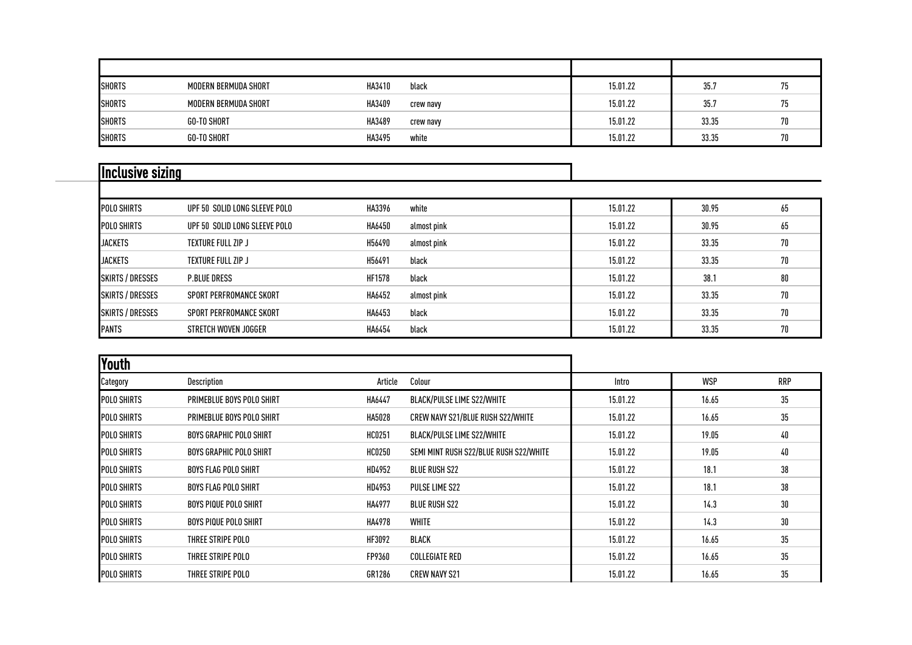| | | | | | | |
|---|---|---|---|---|---|---|
| SHORTS | MODERN BERMUDA SHORT | HA3410 | black | 15.01.22 | 35.7 | 75 |
| SHORTS | MODERN BERMUDA SHORT | HA3409 | crew navy | 15.01.22 | 35.7 | 75 |
| SHORTS | GO-TO SHORT | HA3489 | crew navy | 15.01.22 | 33.35 | 70 |
| SHORTS | GO-TO SHORT | HA3495 | white | 15.01.22 | 33.35 | 70 |

## Inclusive sizing

| | | | | | | |
|---|---|---|---|---|---|---|
| POLO SHIRTS | UPF 50 SOLID LONG SLEEVE POLO | HA3396 | white | 15.01.22 | 30.95 | 65 |
| POLO SHIRTS | UPF 50 SOLID LONG SLEEVE POLO | HA6450 | almost pink | 15.01.22 | 30.95 | 65 |
| JACKETS | TEXTURE FULL ZIP J | H56490 | almost pink | 15.01.22 | 33.35 | 70 |
| JACKETS | TEXTURE FULL ZIP J | H56491 | black | 15.01.22 | 33.35 | 70 |
| SKIRTS / DRESSES | P.BLUE DRESS | HF1578 | black | 15.01.22 | 38.1 | 80 |
| SKIRTS / DRESSES | SPORT PERFROMANCE SKORT | HA6452 | almost pink | 15.01.22 | 33.35 | 70 |
| SKIRTS / DRESSES | SPORT PERFROMANCE SKORT | HA6453 | black | 15.01.22 | 33.35 | 70 |
| PANTS | STRETCH WOVEN JOGGER | HA6454 | black | 15.01.22 | 33.35 | 70 |

## Youth

| Category | Description | Article | Colour | Intro | WSP | RRP |
|---|---|---|---|---|---|---|
| POLO SHIRTS | PRIMEBLUE BOYS POLO SHIRT | HA6447 | BLACK/PULSE LIME S22/WHITE | 15.01.22 | 16.65 | 35 |
| POLO SHIRTS | PRIMEBLUE BOYS POLO SHIRT | HA5028 | CREW NAVY S21/BLUE RUSH S22/WHITE | 15.01.22 | 16.65 | 35 |
| POLO SHIRTS | BOYS GRAPHIC POLO SHIRT | HC0251 | BLACK/PULSE LIME S22/WHITE | 15.01.22 | 19.05 | 40 |
| POLO SHIRTS | BOYS GRAPHIC POLO SHIRT | HC0250 | SEMI MINT RUSH S22/BLUE RUSH S22/WHITE | 15.01.22 | 19.05 | 40 |
| POLO SHIRTS | BOYS FLAG POLO SHIRT | HD4952 | BLUE RUSH S22 | 15.01.22 | 18.1 | 38 |
| POLO SHIRTS | BOYS FLAG POLO SHIRT | HD4953 | PULSE LIME S22 | 15.01.22 | 18.1 | 38 |
| POLO SHIRTS | BOYS PIQUE POLO SHIRT | HA4977 | BLUE RUSH S22 | 15.01.22 | 14.3 | 30 |
| POLO SHIRTS | BOYS PIQUE POLO SHIRT | HA4978 | WHITE | 15.01.22 | 14.3 | 30 |
| POLO SHIRTS | THREE STRIPE POLO | HF3092 | BLACK | 15.01.22 | 16.65 | 35 |
| POLO SHIRTS | THREE STRIPE POLO | FP9360 | COLLEGIATE RED | 15.01.22 | 16.65 | 35 |
| POLO SHIRTS | THREE STRIPE POLO | GR1286 | CREW NAVY S21 | 15.01.22 | 16.65 | 35 |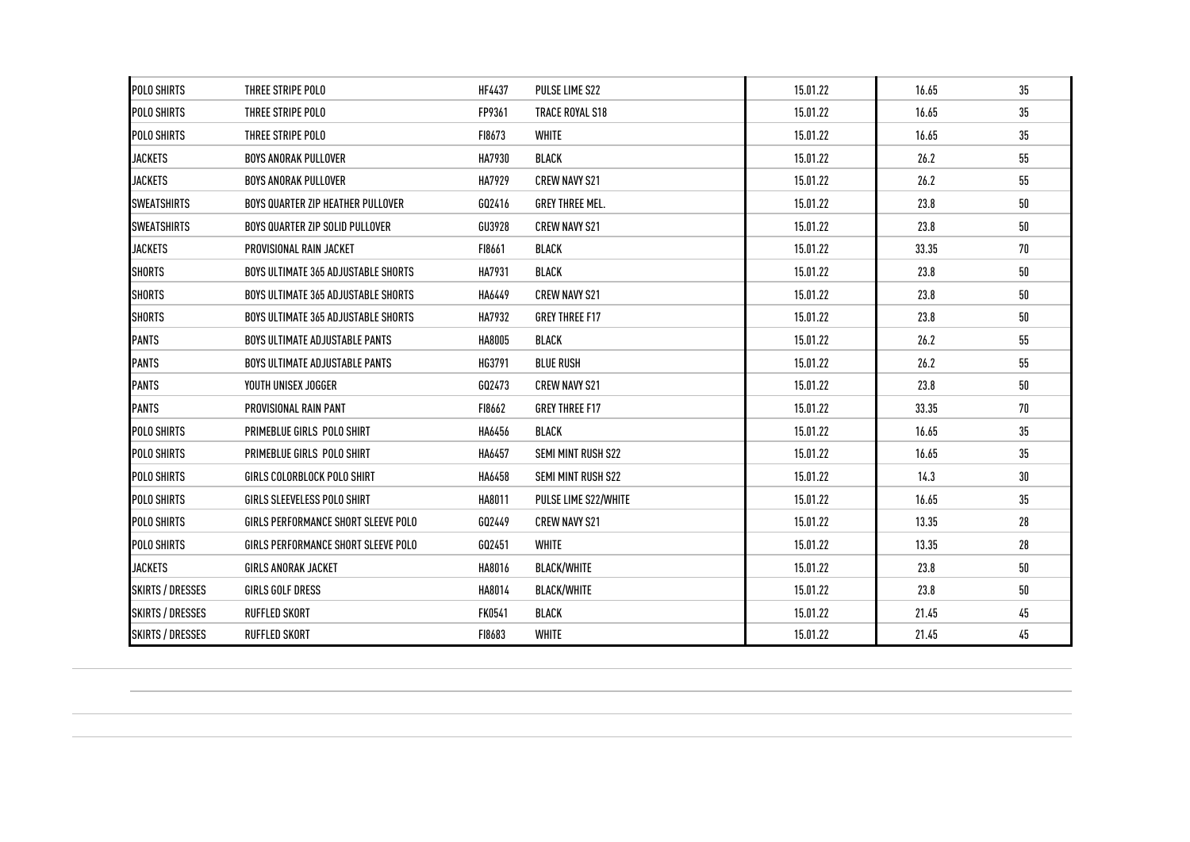| | | | | | | |
|---|---|---|---|---|---|---|
| POLO SHIRTS | THREE STRIPE POLO | HF4437 | PULSE LIME S22 | 15.01.22 | 16.65 | 35 |
| POLO SHIRTS | THREE STRIPE POLO | FP9361 | TRACE ROYAL S18 | 15.01.22 | 16.65 | 35 |
| POLO SHIRTS | THREE STRIPE POLO | FI8673 | WHITE | 15.01.22 | 16.65 | 35 |
| JACKETS | BOYS ANORAK PULLOVER | HA7930 | BLACK | 15.01.22 | 26.2 | 55 |
| JACKETS | BOYS ANORAK PULLOVER | HA7929 | CREW NAVY S21 | 15.01.22 | 26.2 | 55 |
| SWEATSHIRTS | BOYS QUARTER ZIP HEATHER PULLOVER | GQ2416 | GREY THREE MEL. | 15.01.22 | 23.8 | 50 |
| SWEATSHIRTS | BOYS QUARTER ZIP SOLID PULLOVER | GU3928 | CREW NAVY S21 | 15.01.22 | 23.8 | 50 |
| JACKETS | PROVISIONAL RAIN JACKET | FI8661 | BLACK | 15.01.22 | 33.35 | 70 |
| SHORTS | BOYS ULTIMATE 365 ADJUSTABLE SHORTS | HA7931 | BLACK | 15.01.22 | 23.8 | 50 |
| SHORTS | BOYS ULTIMATE 365 ADJUSTABLE SHORTS | HA6449 | CREW NAVY S21 | 15.01.22 | 23.8 | 50 |
| SHORTS | BOYS ULTIMATE 365 ADJUSTABLE SHORTS | HA7932 | GREY THREE F17 | 15.01.22 | 23.8 | 50 |
| PANTS | BOYS ULTIMATE ADJUSTABLE PANTS | HA8005 | BLACK | 15.01.22 | 26.2 | 55 |
| PANTS | BOYS ULTIMATE ADJUSTABLE PANTS | HG3791 | BLUE RUSH | 15.01.22 | 26.2 | 55 |
| PANTS | YOUTH UNISEX JOGGER | GQ2473 | CREW NAVY S21 | 15.01.22 | 23.8 | 50 |
| PANTS | PROVISIONAL RAIN PANT | FI8662 | GREY THREE F17 | 15.01.22 | 33.35 | 70 |
| POLO SHIRTS | PRIMEBLUE GIRLS POLO SHIRT | HA6456 | BLACK | 15.01.22 | 16.65 | 35 |
| POLO SHIRTS | PRIMEBLUE GIRLS POLO SHIRT | HA6457 | SEMI MINT RUSH S22 | 15.01.22 | 16.65 | 35 |
| POLO SHIRTS | GIRLS COLORBLOCK POLO SHIRT | HA6458 | SEMI MINT RUSH S22 | 15.01.22 | 14.3 | 30 |
| POLO SHIRTS | GIRLS SLEEVELESS POLO SHIRT | HA8011 | PULSE LIME S22/WHITE | 15.01.22 | 16.65 | 35 |
| POLO SHIRTS | GIRLS PERFORMANCE SHORT SLEEVE POLO | GQ2449 | CREW NAVY S21 | 15.01.22 | 13.35 | 28 |
| POLO SHIRTS | GIRLS PERFORMANCE SHORT SLEEVE POLO | GQ2451 | WHITE | 15.01.22 | 13.35 | 28 |
| JACKETS | GIRLS ANORAK JACKET | HA8016 | BLACK/WHITE | 15.01.22 | 23.8 | 50 |
| SKIRTS / DRESSES | GIRLS GOLF DRESS | HA8014 | BLACK/WHITE | 15.01.22 | 23.8 | 50 |
| SKIRTS / DRESSES | RUFFLED SKORT | FK0541 | BLACK | 15.01.22 | 21.45 | 45 |
| SKIRTS / DRESSES | RUFFLED SKORT | FI8683 | WHITE | 15.01.22 | 21.45 | 45 |